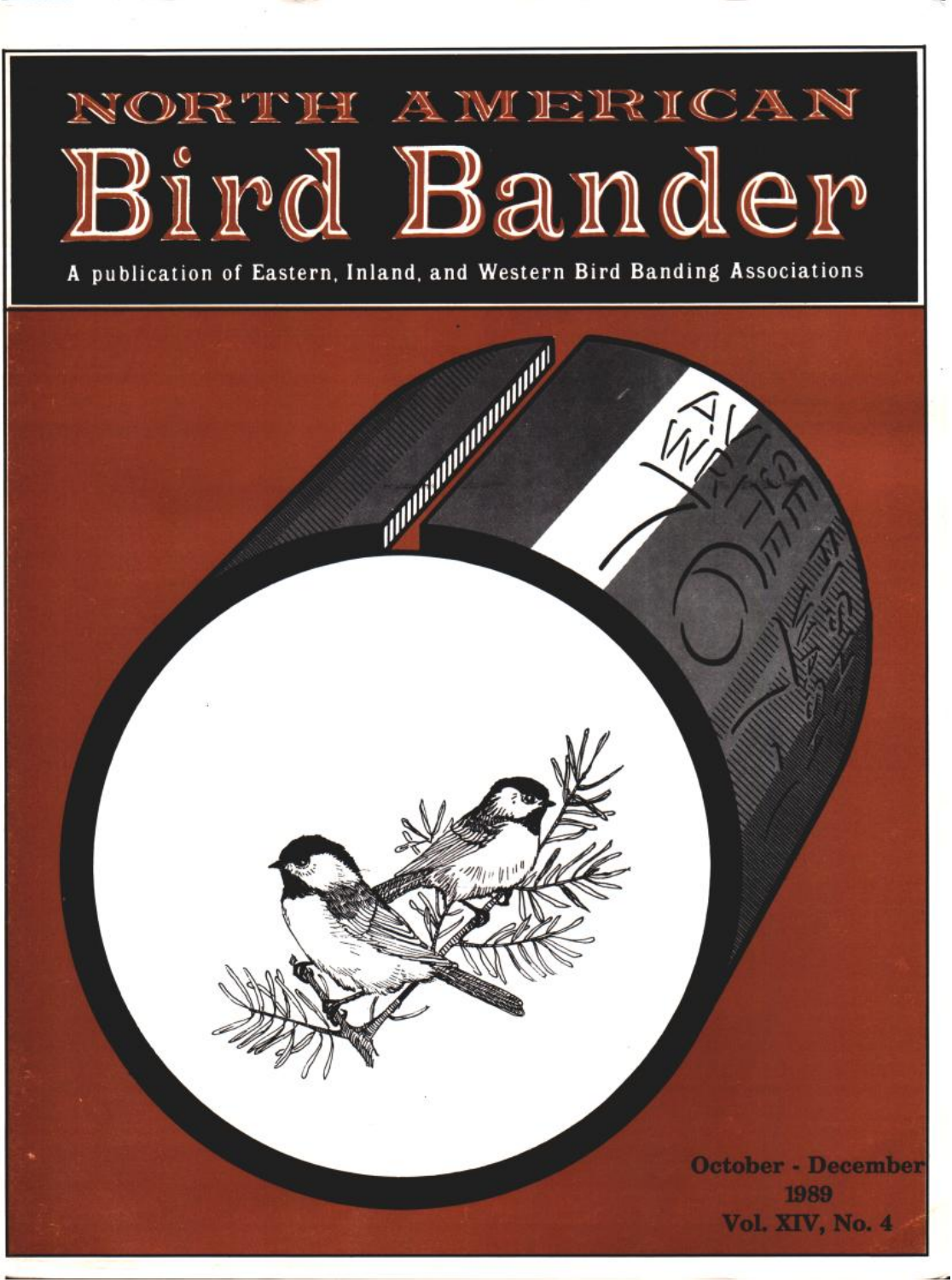# NORTH AMERICAN

# Bird Bander

A publication of Eastern, Inland, and Western Bird Banding Associations

October - December
1989
Vol. XIV, No. 4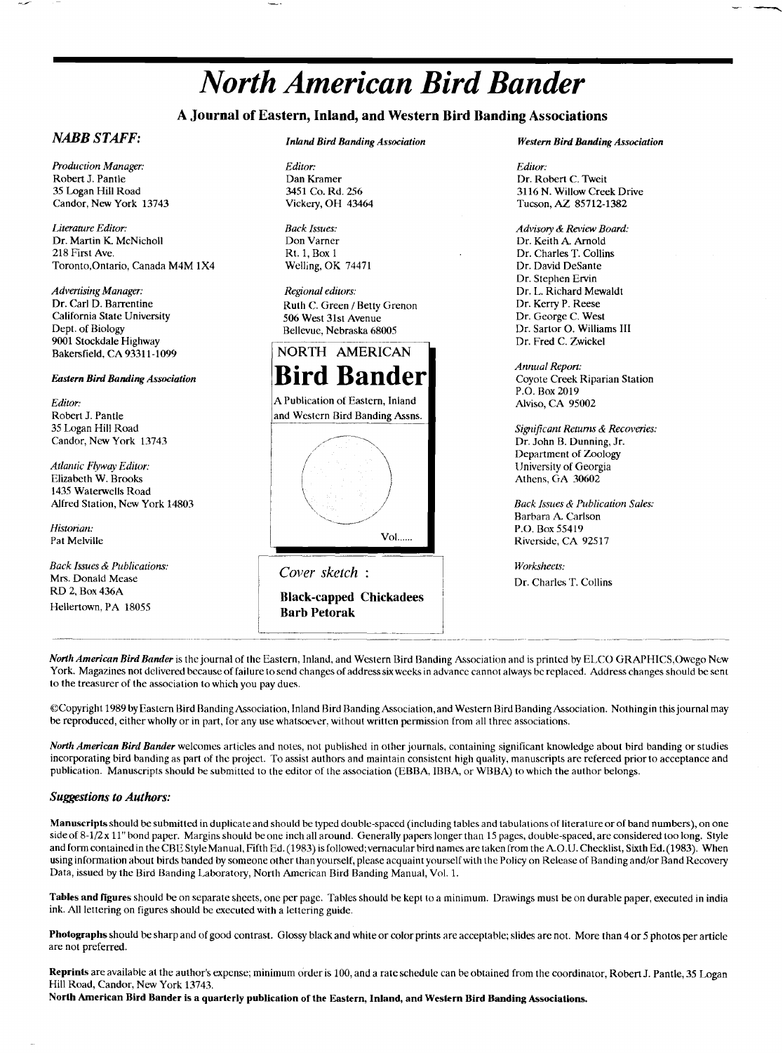# North American Bird Bander

## A Journal of Eastern, Inland, and Western Bird Banding Associations

### NABB STAFF:

*Production Manager:*
Robert J. Pantle
35 Logan Hill Road
Candor, New York 13743

*Literature Editor:*
Dr. Martin K. McNicholl
218 First Ave.
Toronto,Ontario, Canada M4M 1X4

*Advertising Manager:*
Dr. Carl D. Barrentine
California State University
Dept. of Biology
9001 Stockdale Highway
Bakersfield, CA 93311-1099

***Eastern Bird Banding Association***

*Editor:*
Robert J. Pantle
35 Logan Hill Road
Candor, New York 13743

*Atlantic Flyway Editor:*
Elizabeth W. Brooks
1435 Waterwells Road
Alfred Station, New York 14803

*Historian:*
Pat Melville

*Back Issues & Publications:*
Mrs. Donald Mease
RD 2, Box 436A
Hellertown, PA 18055

***Inland Bird Banding Association***

*Editor:*
Dan Kramer
3451 Co. Rd. 256
Vickery, OH 43464

*Back Issues:*
Don Varner
Rt. 1, Box 1
Welling, OK 74471

*Regional editors:*
Ruth C. Green / Betty Grenon
506 West 31st Avenue
Bellevue, Nebraska 68005

NORTH AMERICAN
**Bird Bander**
A Publication of Eastern, Inland and Western Bird Banding Assns.
Vol......

*Cover sketch :*
**Black-capped Chickadees**
**Barb Petorak**

***Western Bird Banding Association***

*Editor:*
Dr. Robert C. Tweit
3116 N. Willow Creek Drive
Tucson, AZ 85712-1382

*Advisory & Review Board:*
Dr. Keith A. Arnold
Dr. Charles T. Collins
Dr. David DeSante
Dr. Stephen Ervin
Dr. L. Richard Mewaldt
Dr. Kerry P. Reese
Dr. George C. West
Dr. Sartor O. Williams III
Dr. Fred C. Zwickel

*Annual Report:*
Coyote Creek Riparian Station
P.O. Box 2019
Alviso, CA 95002

*Significant Returns & Recoveries:*
Dr. John B. Dunning, Jr.
Department of Zoology
University of Georgia
Athens, GA 30602

*Back Issues & Publication Sales:*
Barbara A. Carlson
P.O. Box 55419
Riverside, CA 92517

*Worksheets:*
Dr. Charles T. Collins

---

***North American Bird Bander*** is the journal of the Eastern, Inland, and Western Bird Banding Association and is printed by ELCO GRAPHICS,Owego New York. Magazines not delivered because of failure to send changes of address six weeks in advance cannot always be replaced. Address changes should be sent to the treasurer of the association to which you pay dues.

©Copyright 1989 by Eastern Bird Banding Association, Inland Bird Banding Association, and Western Bird Banding Association. Nothing in this journal may be reproduced, either wholly or in part, for any use whatsoever, without written permission from all three associations.

***North American Bird Bander*** welcomes articles and notes, not published in other journals, containing significant knowledge about bird banding or studies incorporating bird banding as part of the project. To assist authors and maintain consistent high quality, manuscripts are refereed prior to acceptance and publication. Manuscripts should be submitted to the editor of the association (EBBA, IBBA, or WBBA) to which the author belongs.

### *Suggestions to Authors:*

**Manuscripts** should be submitted in duplicate and should be typed double-spaced (including tables and tabulations of literature or of band numbers), on one side of 8-1/2 x 11" bond paper. Margins should be one inch all around. Generally papers longer than 15 pages, double-spaced, are considered too long. Style and form contained in the CBE Style Manual, Fifth Ed. (1983) is followed; vernacular bird names are taken from the A.O.U. Checklist, Sixth Ed. (1983). When using information about birds banded by someone other than yourself, please acquaint yourself with the Policy on Release of Banding and/or Band Recovery Data, issued by the Bird Banding Laboratory, North American Bird Banding Manual, Vol. 1.

**Tables and figures** should be on separate sheets, one per page. Tables should be kept to a minimum. Drawings must be on durable paper, executed in india ink. All lettering on figures should be executed with a lettering guide.

**Photographs** should be sharp and of good contrast. Glossy black and white or color prints are acceptable; slides are not. More than 4 or 5 photos per article are not preferred.

**Reprints** are available at the author's expense; minimum order is 100, and a rate schedule can be obtained from the coordinator, Robert J. Pantle, 35 Logan Hill Road, Candor, New York 13743.

**North American Bird Bander is a quarterly publication of the Eastern, Inland, and Western Bird Banding Associations.**